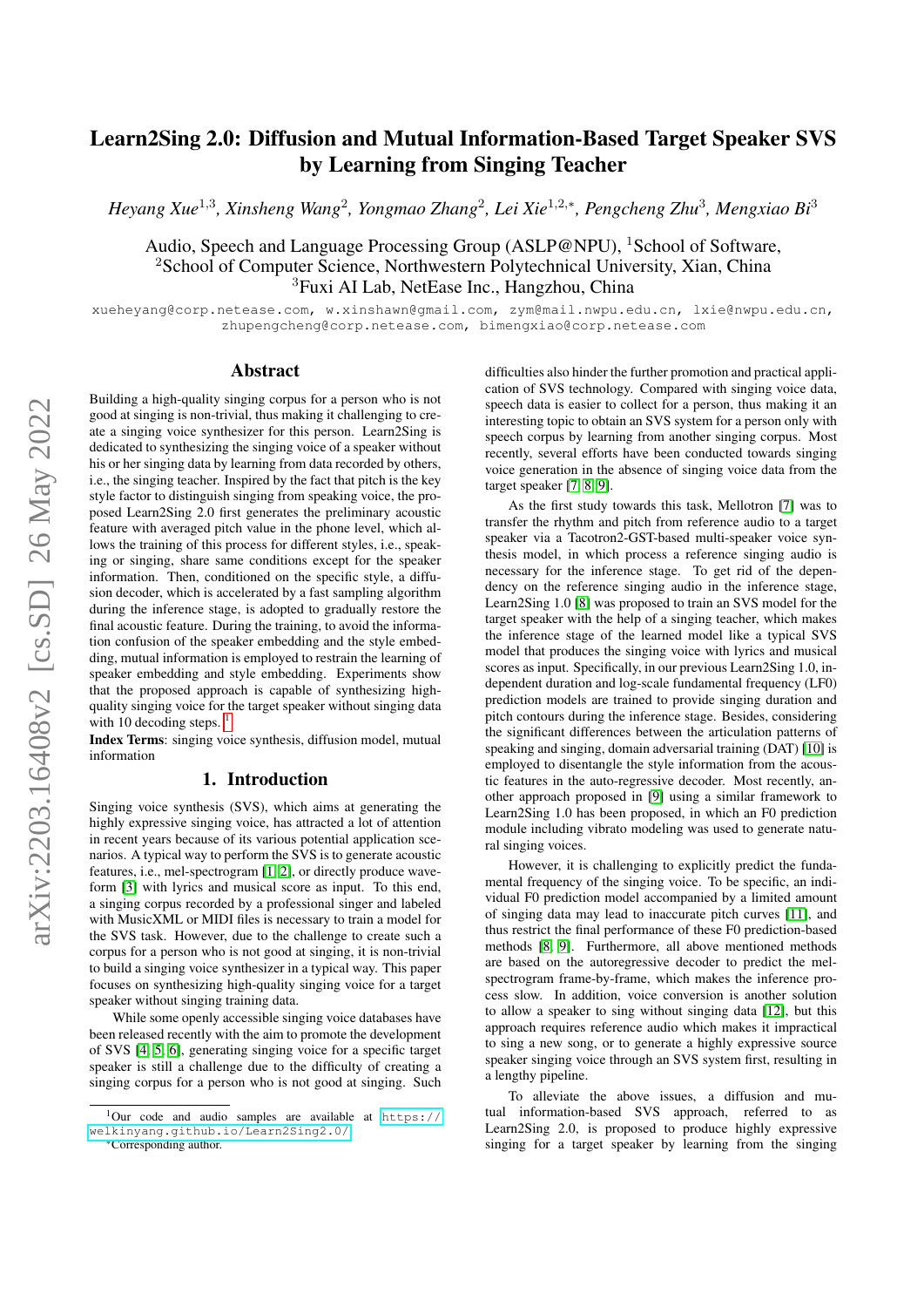# Learn2Sing 2.0: Diffusion and Mutual Information-Based Target Speaker SVS by Learning from Singing Teacher

*Heyang Xue*[1,3], *Xinsheng Wang*[2], *Yongmao Zhang*[2], *Lei Xie*[1,2,*], *Pengcheng Zhu*[3], *Mengxiao Bi*[3]

Audio, Speech and Language Processing Group (ASLP@NPU), [1]School of Software,
[2]School of Computer Science, Northwestern Polytechnical University, Xian, China
[3]Fuxi AI Lab, NetEase Inc., Hangzhou, China

xueheyang@corp.netease.com, w.xinshawn@gmail.com, zym@mail.nwpu.edu.cn, lxie@nwpu.edu.cn, zhupengcheng@corp.netease.com, bimengxiao@corp.netease.com

## Abstract

Building a high-quality singing corpus for a person who is not good at singing is non-trivial, thus making it challenging to create a singing voice synthesizer for this person. Learn2Sing is dedicated to synthesizing the singing voice of a speaker without his or her singing data by learning from data recorded by others, i.e., the singing teacher. Inspired by the fact that pitch is the key style factor to distinguish singing from speaking voice, the proposed Learn2Sing 2.0 first generates the preliminary acoustic feature with averaged pitch value in the phone level, which allows the training of this process for different styles, i.e., speaking or singing, share same conditions except for the speaker information. Then, conditioned on the specific style, a diffusion decoder, which is accelerated by a fast sampling algorithm during the inference stage, is adopted to gradually restore the final acoustic feature. During the training, to avoid the information confusion of the speaker embedding and the style embedding, mutual information is employed to restrain the learning of speaker embedding and style embedding. Experiments show that the proposed approach is capable of synthesizing high-quality singing voice for the target speaker without singing data with 10 decoding steps. [1]

**Index Terms**: singing voice synthesis, diffusion model, mutual information

## 1. Introduction

Singing voice synthesis (SVS), which aims at generating the highly expressive singing voice, has attracted a lot of attention in recent years because of its various potential application scenarios. A typical way to perform the SVS is to generate acoustic features, i.e., mel-spectrogram [1, 2], or directly produce waveform [3] with lyrics and musical score as input. To this end, a singing corpus recorded by a professional singer and labeled with MusicXML or MIDI files is necessary to train a model for the SVS task. However, due to the challenge to create such a corpus for a person who is not good at singing, it is non-trivial to build a singing voice synthesizer in a typical way. This paper focuses on synthesizing high-quality singing voice for a target speaker without singing training data.

While some openly accessible singing voice databases have been released recently with the aim to promote the development of SVS [4, 5, 6], generating singing voice for a specific target speaker is still a challenge due to the difficulty of creating a singing corpus for a person who is not good at singing. Such difficulties also hinder the further promotion and practical application of SVS technology. Compared with singing voice data, speech data is easier to collect for a person, thus making it an interesting topic to obtain an SVS system for a person only with speech corpus by learning from another singing corpus. Most recently, several efforts have been conducted towards singing voice generation in the absence of singing voice data from the target speaker [7, 8, 9].

As the first study towards this task, Mellotron [7] was to transfer the rhythm and pitch from reference audio to a target speaker via a Tacotron2-GST-based multi-speaker voice synthesis model, in which process a reference singing audio is necessary for the inference stage. To get rid of the dependency on the reference singing audio in the inference stage, Learn2Sing 1.0 [8] was proposed to train an SVS model for the target speaker with the help of a singing teacher, which makes the inference stage of the learned model like a typical SVS model that produces the singing voice with lyrics and musical scores as input. Specifically, in our previous Learn2Sing 1.0, independent duration and log-scale fundamental frequency (LF0) prediction models are trained to provide singing duration and pitch contours during the inference stage. Besides, considering the significant differences between the articulation patterns of speaking and singing, domain adversarial training (DAT) [10] is employed to disentangle the style information from the acoustic features in the auto-regressive decoder. Most recently, another approach proposed in [9] using a similar framework to Learn2Sing 1.0 has been proposed, in which an F0 prediction module including vibrato modeling was used to generate natural singing voices.

However, it is challenging to explicitly predict the fundamental frequency of the singing voice. To be specific, an individual F0 prediction model accompanied by a limited amount of singing data may lead to inaccurate pitch curves [11], and thus restrict the final performance of these F0 prediction-based methods [8, 9]. Furthermore, all above mentioned methods are based on the autoregressive decoder to predict the mel-spectrogram frame-by-frame, which makes the inference process slow. In addition, voice conversion is another solution to allow a speaker to sing without singing data [12], but this approach requires reference audio which makes it impractical to sing a new song, or to generate a highly expressive source speaker singing voice through an SVS system first, resulting in a lengthy pipeline.

To alleviate the above issues, a diffusion and mutual information-based SVS approach, referred to as Learn2Sing 2.0, is proposed to produce highly expressive singing for a target speaker by learning from the singing

[1] Our code and audio samples are available at https://welkinyang.github.io/Learn2Sing2.0/

*Corresponding author.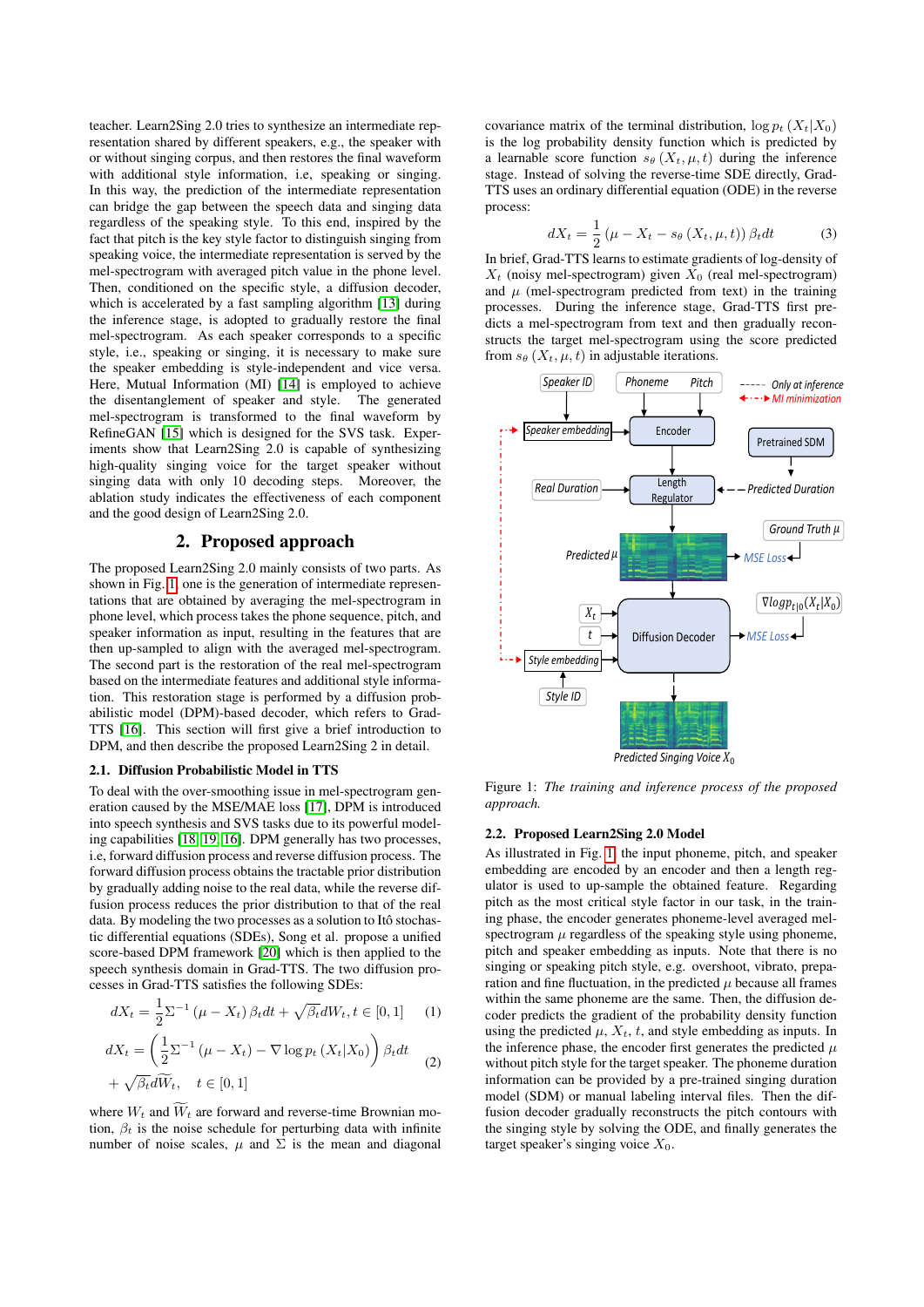teacher. Learn2Sing 2.0 tries to synthesize an intermediate representation shared by different speakers, e.g., the speaker with or without singing corpus, and then restores the final waveform with additional style information, i.e, speaking or singing. In this way, the prediction of the intermediate representation can bridge the gap between the speech data and singing data regardless of the speaking style. To this end, inspired by the fact that pitch is the key style factor to distinguish singing from speaking voice, the intermediate representation is served by the mel-spectrogram with averaged pitch value in the phone level. Then, conditioned on the specific style, a diffusion decoder, which is accelerated by a fast sampling algorithm [13] during the inference stage, is adopted to gradually restore the final mel-spectrogram. As each speaker corresponds to a specific style, i.e., speaking or singing, it is necessary to make sure the speaker embedding is style-independent and vice versa. Here, Mutual Information (MI) [14] is employed to achieve the disentanglement of speaker and style. The generated mel-spectrogram is transformed to the final waveform by RefineGAN [15] which is designed for the SVS task. Experiments show that Learn2Sing 2.0 is capable of synthesizing high-quality singing voice for the target speaker without singing data with only 10 decoding steps. Moreover, the ablation study indicates the effectiveness of each component and the good design of Learn2Sing 2.0.

## 2. Proposed approach

The proposed Learn2Sing 2.0 mainly consists of two parts. As shown in Fig. 1, one is the generation of intermediate representations that are obtained by averaging the mel-spectrogram in phone level, which process takes the phone sequence, pitch, and speaker information as input, resulting in the features that are then up-sampled to align with the averaged mel-spectrogram. The second part is the restoration of the real mel-spectrogram based on the intermediate features and additional style information. This restoration stage is performed by a diffusion probabilistic model (DPM)-based decoder, which refers to Grad-TTS [16]. This section will first give a brief introduction to DPM, and then describe the proposed Learn2Sing 2 in detail.

### 2.1. Diffusion Probabilistic Model in TTS

To deal with the over-smoothing issue in mel-spectrogram generation caused by the MSE/MAE loss [17], DPM is introduced into speech synthesis and SVS tasks due to its powerful modeling capabilities [18, 19, 16]. DPM generally has two processes, i.e, forward diffusion process and reverse diffusion process. The forward diffusion process obtains the tractable prior distribution by gradually adding noise to the real data, while the reverse diffusion process reduces the prior distribution to that of the real data. By modeling the two processes as a solution to Itô stochastic differential equations (SDEs), Song et al. propose a unified score-based DPM framework [20] which is then applied to the speech synthesis domain in Grad-TTS. The two diffusion processes in Grad-TTS satisfies the following SDEs:

$$dX_t = \frac{1}{2}\Sigma^{-1}(\mu - X_t)\beta_t dt + \sqrt{\beta_t} dW_t, t \in [0, 1] \quad (1)$$

$$dX_t = \left(\frac{1}{2}\Sigma^{-1}(\mu - X_t) - \nabla \log p_t(X_t|X_0)\right)\beta_t dt + \sqrt{\beta_t} d\widetilde{W}_t, \quad t \in [0, 1] \quad (2)$$

where $W_t$ and $\widetilde{W}_t$ are forward and reverse-time Brownian motion, $\beta_t$ is the noise schedule for perturbing data with infinite number of noise scales, $\mu$ and $\Sigma$ is the mean and diagonal covariance matrix of the terminal distribution, $\log p_t(X_t|X_0)$ is the log probability density function which is predicted by a learnable score function $s_\theta(X_t, \mu, t)$ during the inference stage. Instead of solving the reverse-time SDE directly, Grad-TTS uses an ordinary differential equation (ODE) in the reverse process:

$$dX_t = \frac{1}{2}(\mu - X_t - s_\theta(X_t, \mu, t))\beta_t dt \quad (3)$$

In brief, Grad-TTS learns to estimate gradients of log-density of $X_t$ (noisy mel-spectrogram) given $X_0$ (real mel-spectrogram) and $\mu$ (mel-spectrogram predicted from text) in the training processes. During the inference stage, Grad-TTS first predicts a mel-spectrogram from text and then gradually reconstructs the target mel-spectrogram using the score predicted from $s_\theta(X_t, \mu, t)$ in adjustable iterations.

Figure 1: *The training and inference process of the proposed approach.*

### 2.2. Proposed Learn2Sing 2.0 Model

As illustrated in Fig. 1, the input phoneme, pitch, and speaker embedding are encoded by an encoder and then a length regulator is used to up-sample the obtained feature. Regarding pitch as the most critical style factor in our task, in the training phase, the encoder generates phoneme-level averaged mel-spectrogram $\mu$ regardless of the speaking style using phoneme, pitch and speaker embedding as inputs. Note that there is no singing or speaking pitch style, e.g. overshoot, vibrato, preparation and fine fluctuation, in the predicted $\mu$ because all frames within the same phoneme are the same. Then, the diffusion decoder predicts the gradient of the probability density function using the predicted $\mu$, $X_t$, $t$, and style embedding as inputs. In the inference phase, the encoder first generates the predicted $\mu$ without pitch style for the target speaker. The phoneme duration information can be provided by a pre-trained singing duration model (SDM) or manual labeling interval files. Then the diffusion decoder gradually reconstructs the pitch contours with the singing style by solving the ODE, and finally generates the target speaker's singing voice $X_0$.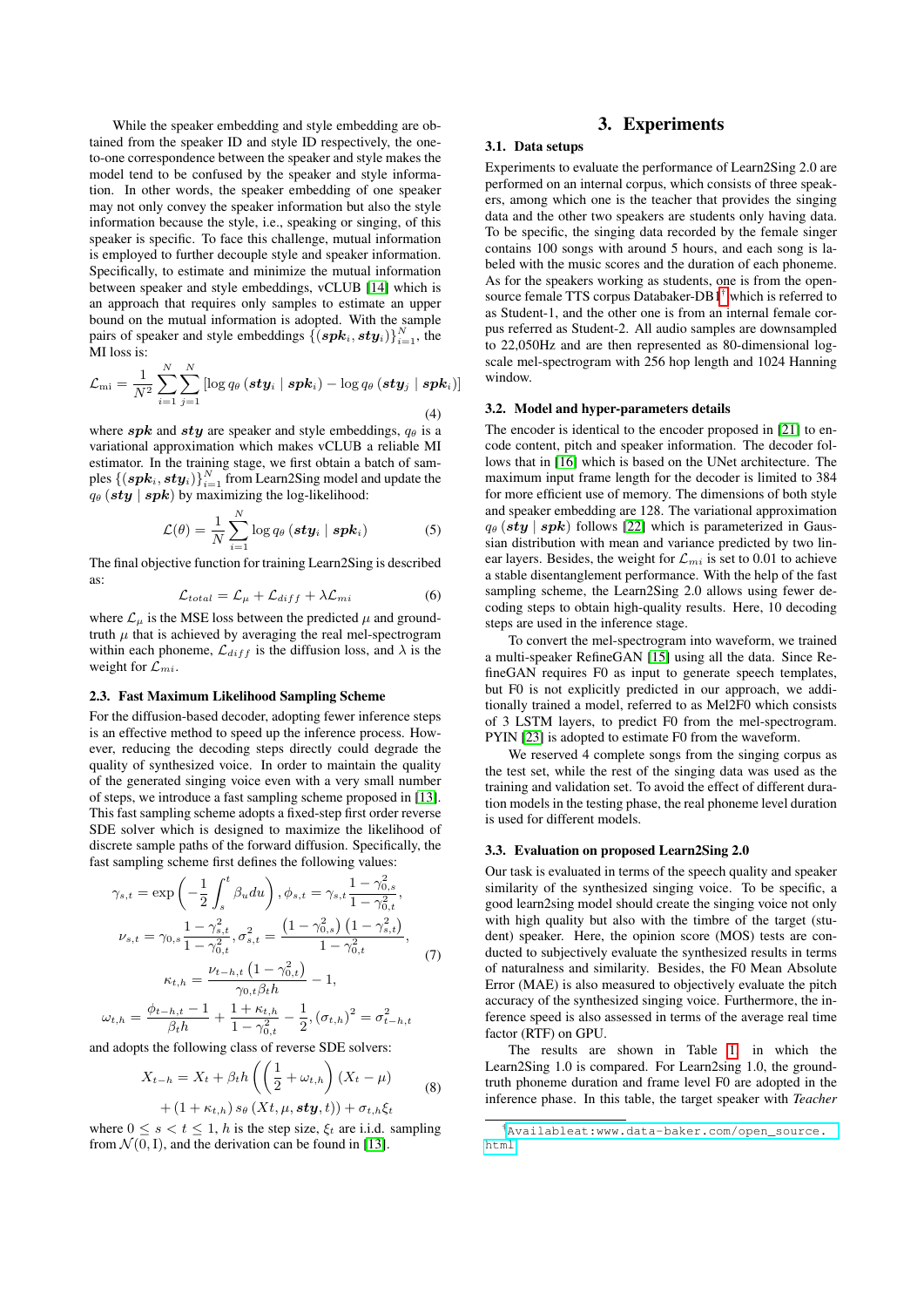While the speaker embedding and style embedding are obtained from the speaker ID and style ID respectively, the one-to-one correspondence between the speaker and style makes the model tend to be confused by the speaker and style information. In other words, the speaker embedding of one speaker may not only convey the speaker information but also the style information because the style, i.e., speaking or singing, of this speaker is specific. To face this challenge, mutual information is employed to further decouple style and speaker information. Specifically, to estimate and minimize the mutual information between speaker and style embeddings, vCLUB [14] which is an approach that requires only samples to estimate an upper bound on the mutual information is adopted. With the sample pairs of speaker and style embeddings $\{(\boldsymbol{spk}_i, \boldsymbol{sty}_i)\}_{i=1}^N$, the MI loss is:

$$\mathcal{L}_{\text{mi}} = \frac{1}{N^2}\sum_{i=1}^{N}\sum_{j=1}^{N}\left[\log q_\theta\left(\boldsymbol{sty}_i \mid \boldsymbol{spk}_i\right) - \log q_\theta\left(\boldsymbol{sty}_j \mid \boldsymbol{spk}_i\right)\right] \tag{4}$$

where $\boldsymbol{spk}$ and $\boldsymbol{sty}$ are speaker and style embeddings, $q_\theta$ is a variational approximation which makes vCLUB a reliable MI estimator. In the training stage, we first obtain a batch of samples $\{(\boldsymbol{spk}_i, \boldsymbol{sty}_i)\}_{i=1}^N$ from Learn2Sing model and update the $q_\theta\left(\boldsymbol{sty} \mid \boldsymbol{spk}\right)$ by maximizing the log-likelihood:

$$\mathcal{L}(\theta) = \frac{1}{N}\sum_{i=1}^{N}\log q_\theta\left(\boldsymbol{sty}_i \mid \boldsymbol{spk}_i\right) \tag{5}$$

The final objective function for training Learn2Sing is described as:

$$\mathcal{L}_{total} = \mathcal{L}_\mu + \mathcal{L}_{diff} + \lambda\mathcal{L}_{mi} \tag{6}$$

where $\mathcal{L}_\mu$ is the MSE loss between the predicted $\mu$ and ground-truth $\mu$ that is achieved by averaging the real mel-spectrogram within each phoneme, $\mathcal{L}_{diff}$ is the diffusion loss, and $\lambda$ is the weight for $\mathcal{L}_{mi}$.

### 2.3. Fast Maximum Likelihood Sampling Scheme

For the diffusion-based decoder, adopting fewer inference steps is an effective method to speed up the inference process. However, reducing the decoding steps directly could degrade the quality of synthesized voice. In order to maintain the quality of the generated singing voice even with a very small number of steps, we introduce a fast sampling scheme proposed in [13]. This fast sampling scheme adopts a fixed-step first order reverse SDE solver which is designed to maximize the likelihood of discrete sample paths of the forward diffusion. Specifically, the fast sampling scheme first defines the following values:

$$\begin{gathered}
\gamma_{s,t} = \exp\left(-\frac{1}{2}\int_s^t \beta_u du\right), \phi_{s,t} = \gamma_{s,t}\frac{1-\gamma_{0,s}^2}{1-\gamma_{0,t}^2}, \\
\nu_{s,t} = \gamma_{0,s}\frac{1-\gamma_{s,t}^2}{1-\gamma_{0,t}^2}, \sigma_{s,t}^2 = \frac{\left(1-\gamma_{0,s}^2\right)\left(1-\gamma_{s,t}^2\right)}{1-\gamma_{0,t}^2}, \\
\kappa_{t,h} = \frac{\nu_{t-h,t}\left(1-\gamma_{0,t}^2\right)}{\gamma_{0,t}\beta_t h} - 1, \\
\omega_{t,h} = \frac{\phi_{t-h,t}-1}{\beta_t h} + \frac{1+\kappa_{t,h}}{1-\gamma_{0,t}^2} - \frac{1}{2}, (\sigma_{t,h})^2 = \sigma_{t-h,t}^2
\end{gathered} \tag{7}$$

and adopts the following class of reverse SDE solvers:

$$\begin{aligned}
X_{t-h} = X_t + \beta_t h\left(\left(\frac{1}{2}+\omega_{t,h}\right)(X_t - \mu)\right. \\
\left. + (1+\kappa_{t,h})\, s_\theta\left(X_t, \mu, \boldsymbol{sty}, t\right)\right) + \sigma_{t,h}\xi_t
\end{aligned} \tag{8}$$

where $0 \le s < t \le 1$, $h$ is the step size, $\xi_t$ are i.i.d. sampling from $\mathcal{N}(0, \mathrm{I})$, and the derivation can be found in [13].

# 3. Experiments

### 3.1. Data setups

Experiments to evaluate the performance of Learn2Sing 2.0 are performed on an internal corpus, which consists of three speakers, among which one is the teacher that provides the singing data and the other two speakers are students only having data. To be specific, the singing data recorded by the female singer contains 100 songs with around 5 hours, and each song is labeled with the music scores and the duration of each phoneme. As for the speakers working as students, one is from the open-source female TTS corpus Databaker-DB1[1] which is referred to as Student-1, and the other one is from an internal female corpus referred as Student-2. All audio samples are downsampled to 22,050Hz and are then represented as 80-dimensional log-scale mel-spectrogram with 256 hop length and 1024 Hanning window.

### 3.2. Model and hyper-parameters details

The encoder is identical to the encoder proposed in [21] to encode content, pitch and speaker information. The decoder follows that in [16] which is based on the UNet architecture. The maximum input frame length for the decoder is limited to 384 for more efficient use of memory. The dimensions of both style and speaker embedding are 128. The variational approximation $q_\theta\left(\boldsymbol{sty} \mid \boldsymbol{spk}\right)$ follows [22] which is parameterized in Gaussian distribution with mean and variance predicted by two linear layers. Besides, the weight for $\mathcal{L}_{mi}$ is set to 0.01 to achieve a stable disentanglement performance. With the help of the fast sampling scheme, the Learn2Sing 2.0 allows using fewer decoding steps to obtain high-quality results. Here, 10 decoding steps are used in the inference stage.

To convert the mel-spectrogram into waveform, we trained a multi-speaker RefineGAN [15] using all the data. Since RefineGAN requires F0 as input to generate speech templates, but F0 is not explicitly predicted in our approach, we additionally trained a model, referred to as Mel2F0 which consists of 3 LSTM layers, to predict F0 from the mel-spectrogram. PYIN [23] is adopted to estimate F0 from the waveform.

We reserved 4 complete songs from the singing corpus as the test set, while the rest of the singing data was used as the training and validation set. To avoid the effect of different duration models in the testing phase, the real phoneme level duration is used for different models.

### 3.3. Evaluation on proposed Learn2Sing 2.0

Our task is evaluated in terms of the speech quality and speaker similarity of the synthesized singing voice. To be specific, a good learn2sing model should create the singing voice not only with high quality but also with the timbre of the target (student) speaker. Here, the opinion score (MOS) tests are conducted to subjectively evaluate the synthesized results in terms of naturalness and similarity. Besides, the F0 Mean Absolute Error (MAE) is also measured to objectively evaluate the pitch accuracy of the synthesized singing voice. Furthermore, the inference speed is also assessed in terms of the average real time factor (RTF) on GPU.

The results are shown in Table 1, in which the Learn2Sing 1.0 is compared. For Learn2sing 1.0, the ground-truth phoneme duration and frame level F0 are adopted in the inference phase. In this table, the target speaker with *Teacher*

[1] Availableat:www.data-baker.com/open_source.html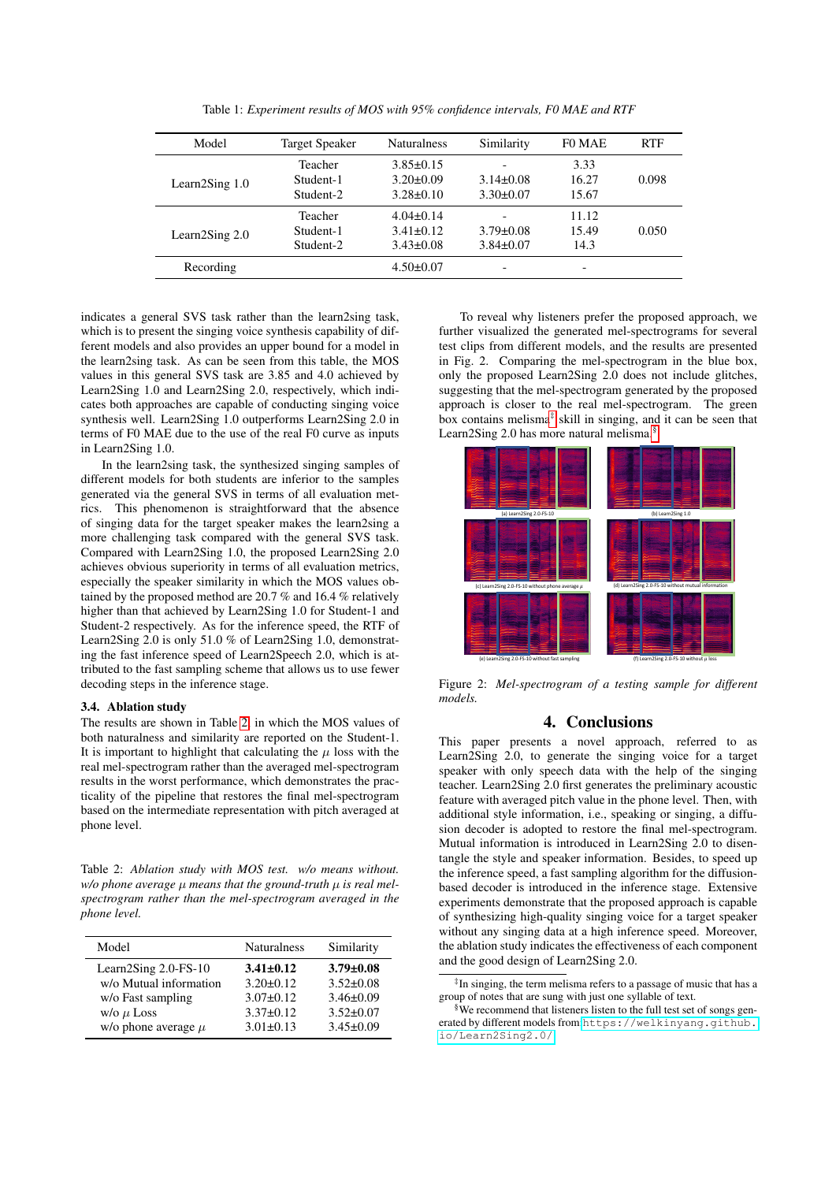Table 1: *Experiment results of MOS with 95% confidence intervals, F0 MAE and RTF*

| Model | Target Speaker | Naturalness | Similarity | F0 MAE | RTF |
|---|---|---|---|---|---|
| Learn2Sing 1.0 | Teacher | 3.85±0.15 | - | 3.33 | 0.098 |
| | Student-1 | 3.20±0.09 | 3.14±0.08 | 16.27 | |
| | Student-2 | 3.28±0.10 | 3.30±0.07 | 15.67 | |
| Learn2Sing 2.0 | Teacher | 4.04±0.14 | - | 11.12 | 0.050 |
| | Student-1 | 3.41±0.12 | 3.79±0.08 | 15.49 | |
| | Student-2 | 3.43±0.08 | 3.84±0.07 | 14.3 | |
| Recording | | 4.50±0.07 | - | - | |

indicates a general SVS task rather than the learn2sing task, which is to present the singing voice synthesis capability of different models and also provides an upper bound for a model in the learn2sing task. As can be seen from this table, the MOS values in this general SVS task are 3.85 and 4.0 achieved by Learn2Sing 1.0 and Learn2Sing 2.0, respectively, which indicates both approaches are capable of conducting singing voice synthesis well. Learn2Sing 1.0 outperforms Learn2Sing 2.0 in terms of F0 MAE due to the use of the real F0 curve as inputs in Learn2Sing 1.0.

In the learn2sing task, the synthesized singing samples of different models for both students are inferior to the samples generated via the general SVS in terms of all evaluation metrics. This phenomenon is straightforward that the absence of singing data for the target speaker makes the learn2sing task a more challenging task compared with the general SVS task. Compared with Learn2Sing 1.0, the proposed Learn2Sing 2.0 achieves obvious superiority in terms of all evaluation metrics, especially the speaker similarity in which the MOS values obtained by the proposed method are 20.7 % and 16.4 % relatively higher than that achieved by Learn2Sing 1.0 for Student-1 and Student-2 respectively. As for the inference speed, the RTF of Learn2Sing 2.0 is only 51.0 % of Learn2Sing 1.0, demonstrating the fast inference speed of Learn2Speech 2.0, which is attributed to the fast sampling scheme that allows us to use fewer decoding steps in the inference stage.

### 3.4. Ablation study

The results are shown in Table 2, in which the MOS values of both naturalness and similarity are reported on the Student-1. It is important to highlight that calculating the $\mu$ loss with the real mel-spectrogram rather than the averaged mel-spectrogram results in the worst performance, which demonstrates the practicality of the pipeline that restores the final mel-spectrogram based on the intermediate representation with pitch averaged at phone level.

Table 2: *Ablation study with MOS test. w/o means without. w/o phone average $\mu$ means that the ground-truth $\mu$ is real mel-spectrogram rather than the mel-spectrogram averaged in the phone level.*

| Model | Naturalness | Similarity |
|---|---|---|
| Learn2Sing 2.0-FS-10 | **3.41±0.12** | **3.79±0.08** |
| w/o Mutual information | 3.20±0.12 | 3.52±0.08 |
| w/o Fast sampling | 3.07±0.12 | 3.46±0.09 |
| w/o $\mu$ Loss | 3.37±0.12 | 3.52±0.07 |
| w/o phone average $\mu$ | 3.01±0.13 | 3.45±0.09 |

To reveal why listeners prefer the proposed approach, we further visualized the generated mel-spectrograms for several test clips from different models, and the results are presented in Fig. 2. Comparing the mel-spectrogram in the blue box, only the proposed Learn2Sing 2.0 does not include glitches, suggesting that the mel-spectrogram generated by the proposed approach is closer to the real mel-spectrogram. The green box contains melisma[‡] skill in singing, and it can be seen that Learn2Sing 2.0 has more natural melisma[§].

(a) Learn2Sing 2.0-FS-10 (b) Learn2Sing 1.0 (c) Learn2Sing 2.0-FS-10 without phone average $\mu$ (d) Learn2Sing 2.0-FS-10 without mutual information (e) Learn2Sing 2.0-FS-10 without fast sampling (f) Learn2Sing 2.0-FS-10 without $\mu$ loss

Figure 2: *Mel-spectrogram of a testing sample for different models.*

## 4. Conclusions

This paper presents a novel approach, referred to as Learn2Sing 2.0, to generate the singing voice for a target speaker with only speech data with the help of the singing teacher. Learn2Sing 2.0 first generates the preliminary acoustic feature with averaged pitch value in the phone level. Then, with additional style information, i.e., speaking or singing, a diffusion decoder is adopted to restore the final mel-spectrogram. Mutual information is introduced in Learn2Sing 2.0 to disentangle the style and speaker information. Besides, to speed up the inference speed, a fast sampling algorithm for the diffusion-based decoder is introduced in the inference stage. Extensive experiments demonstrate that the proposed approach is capable of synthesizing high-quality singing voice for a target speaker without any singing data at a high inference speed. Moreover, the ablation study indicates the effectiveness of each component and the good design of Learn2Sing 2.0.

[‡] In singing, the term melisma refers to a passage of music that has a group of notes that are sung with just one syllable of text.

[§] We recommend that listeners listen to the full test set of songs generated by different models from https://welkinyang.github.io/Learn2Sing2.0/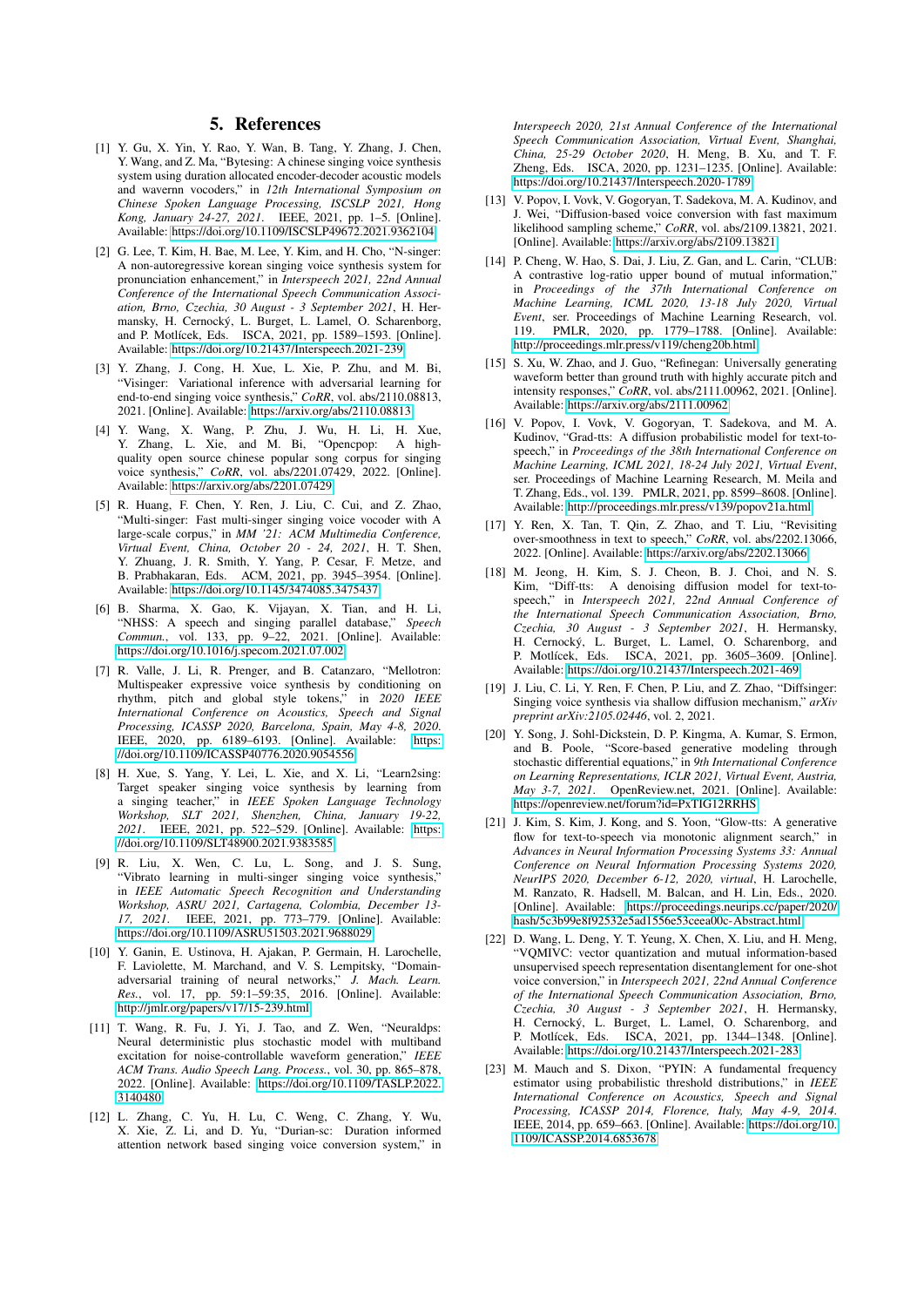## 5. References

[1] Y. Gu, X. Yin, Y. Rao, Y. Wan, B. Tang, Y. Zhang, J. Chen, Y. Wang, and Z. Ma, "Bytesing: A chinese singing voice synthesis system using duration allocated encoder-decoder acoustic models and wavernn vocoders," in *12th International Symposium on Chinese Spoken Language Processing, ISCSLP 2021, Hong Kong, January 24-27, 2021*. IEEE, 2021, pp. 1–5. [Online]. Available: https://doi.org/10.1109/ISCSLP49672.2021.9362104

[2] G. Lee, T. Kim, H. Bae, M. Lee, Y. Kim, and H. Cho, "N-singer: A non-autoregressive korean singing voice synthesis system for pronunciation enhancement," in *Interspeech 2021, 22nd Annual Conference of the International Speech Communication Association, Brno, Czechia, 30 August - 3 September 2021*, H. Hermansky, H. Cernocký, L. Burget, L. Lamel, O. Scharenborg, and P. Motlícek, Eds. ISCA, 2021, pp. 1589–1593. [Online]. Available: https://doi.org/10.21437/Interspeech.2021-239

[3] Y. Zhang, J. Cong, H. Xue, L. Xie, P. Zhu, and M. Bi, "Visinger: Variational inference with adversarial learning for end-to-end singing voice synthesis," *CoRR*, vol. abs/2110.08813, 2021. [Online]. Available: https://arxiv.org/abs/2110.08813

[4] Y. Wang, X. Wang, P. Zhu, J. Wu, H. Li, H. Xue, Y. Zhang, L. Xie, and M. Bi, "Opencpop: A high-quality open source chinese popular song corpus for singing voice synthesis," *CoRR*, vol. abs/2201.07429, 2022. [Online]. Available: https://arxiv.org/abs/2201.07429

[5] R. Huang, F. Chen, Y. Ren, J. Liu, C. Cui, and Z. Zhao, "Multi-singer: Fast multi-singer singing voice vocoder with A large-scale corpus," in *MM '21: ACM Multimedia Conference, Virtual Event, China, October 20 - 24, 2021*, H. T. Shen, Y. Zhuang, J. R. Smith, Y. Yang, P. Cesar, F. Metze, and B. Prabhakaran, Eds. ACM, 2021, pp. 3945–3954. [Online]. Available: https://doi.org/10.1145/3474085.3475437

[6] B. Sharma, X. Gao, K. Vijayan, X. Tian, and H. Li, "NHSS: A speech and singing parallel database," *Speech Commun.*, vol. 133, pp. 9–22, 2021. [Online]. Available: https://doi.org/10.1016/j.specom.2021.07.002

[7] R. Valle, J. Li, R. Prenger, and B. Catanzaro, "Mellotron: Multispeaker expressive voice synthesis by conditioning on rhythm, pitch and global style tokens," in *2020 IEEE International Conference on Acoustics, Speech and Signal Processing, ICASSP 2020, Barcelona, Spain, May 4-8, 2020*. IEEE, 2020, pp. 6189–6193. [Online]. Available: https://doi.org/10.1109/ICASSP40776.2020.9054556

[8] H. Xue, S. Yang, Y. Lei, L. Xie, and X. Li, "Learn2sing: Target speaker singing voice synthesis by learning from a singing teacher," in *IEEE Spoken Language Technology Workshop, SLT 2021, Shenzhen, China, January 19-22, 2021*. IEEE, 2021, pp. 522–529. [Online]. Available: https://doi.org/10.1109/SLT48900.2021.9383585

[9] R. Liu, X. Wen, C. Lu, L. Song, and J. S. Sung, "Vibrato learning in multi-singer singing voice synthesis," in *IEEE Automatic Speech Recognition and Understanding Workshop, ASRU 2021, Cartagena, Colombia, December 13-17, 2021*. IEEE, 2021, pp. 773–779. [Online]. Available: https://doi.org/10.1109/ASRU51503.2021.9688029

[10] Y. Ganin, E. Ustinova, H. Ajakan, P. Germain, H. Larochelle, F. Laviolette, M. Marchand, and V. S. Lempitsky, "Domain-adversarial training of neural networks," *J. Mach. Learn. Res.*, vol. 17, pp. 59:1–59:35, 2016. [Online]. Available: http://jmlr.org/papers/v17/15-239.html

[11] T. Wang, R. Fu, J. Yi, J. Tao, and Z. Wen, "Neuraldps: Neural deterministic plus stochastic model with multiband excitation for noise-controllable waveform generation," *IEEE ACM Trans. Audio Speech Lang. Process.*, vol. 30, pp. 865–878, 2022. [Online]. Available: https://doi.org/10.1109/TASLP.2022.3140480

[12] L. Zhang, C. Yu, H. Lu, C. Weng, C. Zhang, Y. Wu, X. Xie, Z. Li, and D. Yu, "Durian-sc: Duration informed attention network based singing voice conversion system," in *Interspeech 2020, 21st Annual Conference of the International Speech Communication Association, Virtual Event, Shanghai, China, 25-29 October 2020*, H. Meng, B. Xu, and T. F. Zheng, Eds. ISCA, 2020, pp. 1231–1235. [Online]. Available: https://doi.org/10.21437/Interspeech.2020-1789

[13] V. Popov, I. Vovk, V. Gogoryan, T. Sadekova, M. A. Kudinov, and J. Wei, "Diffusion-based voice conversion with fast maximum likelihood sampling scheme," *CoRR*, vol. abs/2109.13821, 2021. [Online]. Available: https://arxiv.org/abs/2109.13821

[14] P. Cheng, W. Hao, S. Dai, J. Liu, Z. Gan, and L. Carin, "CLUB: A contrastive log-ratio upper bound of mutual information," in *Proceedings of the 37th International Conference on Machine Learning, ICML 2020, 13-18 July 2020, Virtual Event*, ser. Proceedings of Machine Learning Research, vol. 119. PMLR, 2020, pp. 1779–1788. [Online]. Available: http://proceedings.mlr.press/v119/cheng20b.html

[15] S. Xu, W. Zhao, and J. Guo, "Refinegan: Universally generating waveform better than ground truth with highly accurate pitch and intensity responses," *CoRR*, vol. abs/2111.00962, 2021. [Online]. Available: https://arxiv.org/abs/2111.00962

[16] V. Popov, I. Vovk, V. Gogoryan, T. Sadekova, and M. A. Kudinov, "Grad-tts: A diffusion probabilistic model for text-to-speech," in *Proceedings of the 38th International Conference on Machine Learning, ICML 2021, 18-24 July 2021, Virtual Event*, ser. Proceedings of Machine Learning Research, M. Meila and T. Zhang, Eds., vol. 139. PMLR, 2021, pp. 8599–8608. [Online]. Available: http://proceedings.mlr.press/v139/popov21a.html

[17] Y. Ren, X. Tan, T. Qin, Z. Zhao, and T. Liu, "Revisiting over-smoothness in text to speech," *CoRR*, vol. abs/2202.13066, 2022. [Online]. Available: https://arxiv.org/abs/2202.13066

[18] M. Jeong, H. Kim, S. J. Cheon, B. J. Choi, and N. S. Kim, "Diff-tts: A denoising diffusion model for text-to-speech," in *Interspeech 2021, 22nd Annual Conference of the International Speech Communication Association, Brno, Czechia, 30 August - 3 September 2021*, H. Hermansky, H. Cernocký, L. Burget, L. Lamel, O. Scharenborg, and P. Motlícek, Eds. ISCA, 2021, pp. 3605–3609. [Online]. Available: https://doi.org/10.21437/Interspeech.2021-469

[19] J. Liu, C. Li, Y. Ren, F. Chen, P. Liu, and Z. Zhao, "Diffsinger: Singing voice synthesis via shallow diffusion mechanism," *arXiv preprint arXiv:2105.02446*, vol. 2, 2021.

[20] Y. Song, J. Sohl-Dickstein, D. P. Kingma, A. Kumar, S. Ermon, and B. Poole, "Score-based generative modeling through stochastic differential equations," in *9th International Conference on Learning Representations, ICLR 2021, Virtual Event, Austria, May 3-7, 2021*. OpenReview.net, 2021. [Online]. Available: https://openreview.net/forum?id=PxTIG12RRHS

[21] J. Kim, S. Kim, J. Kong, and S. Yoon, "Glow-tts: A generative flow for text-to-speech via monotonic alignment search," in *Advances in Neural Information Processing Systems 33: Annual Conference on Neural Information Processing Systems 2020, NeurIPS 2020, December 6-12, 2020, virtual*, H. Larochelle, M. Ranzato, R. Hadsell, M. Balcan, and H. Lin, Eds., 2020. [Online]. Available: https://proceedings.neurips.cc/paper/2020/hash/5c3b99e8f92532e5ad1556e53ceea00c-Abstract.html

[22] D. Wang, L. Deng, Y. T. Yeung, X. Chen, X. Liu, and H. Meng, "VQMIVC: vector quantization and mutual information-based unsupervised speech representation disentanglement for one-shot voice conversion," in *Interspeech 2021, 22nd Annual Conference of the International Speech Communication Association, Brno, Czechia, 30 August - 3 September 2021*, H. Hermansky, H. Cernocký, L. Burget, L. Lamel, O. Scharenborg, and P. Motlícek, Eds. ISCA, 2021, pp. 1344–1348. [Online]. Available: https://doi.org/10.21437/Interspeech.2021-283

[23] M. Mauch and S. Dixon, "PYIN: A fundamental frequency estimator using probabilistic threshold distributions," in *IEEE International Conference on Acoustics, Speech and Signal Processing, ICASSP 2014, Florence, Italy, May 4-9, 2014*. IEEE, 2014, pp. 659–663. [Online]. Available: https://doi.org/10.1109/ICASSP.2014.6853678